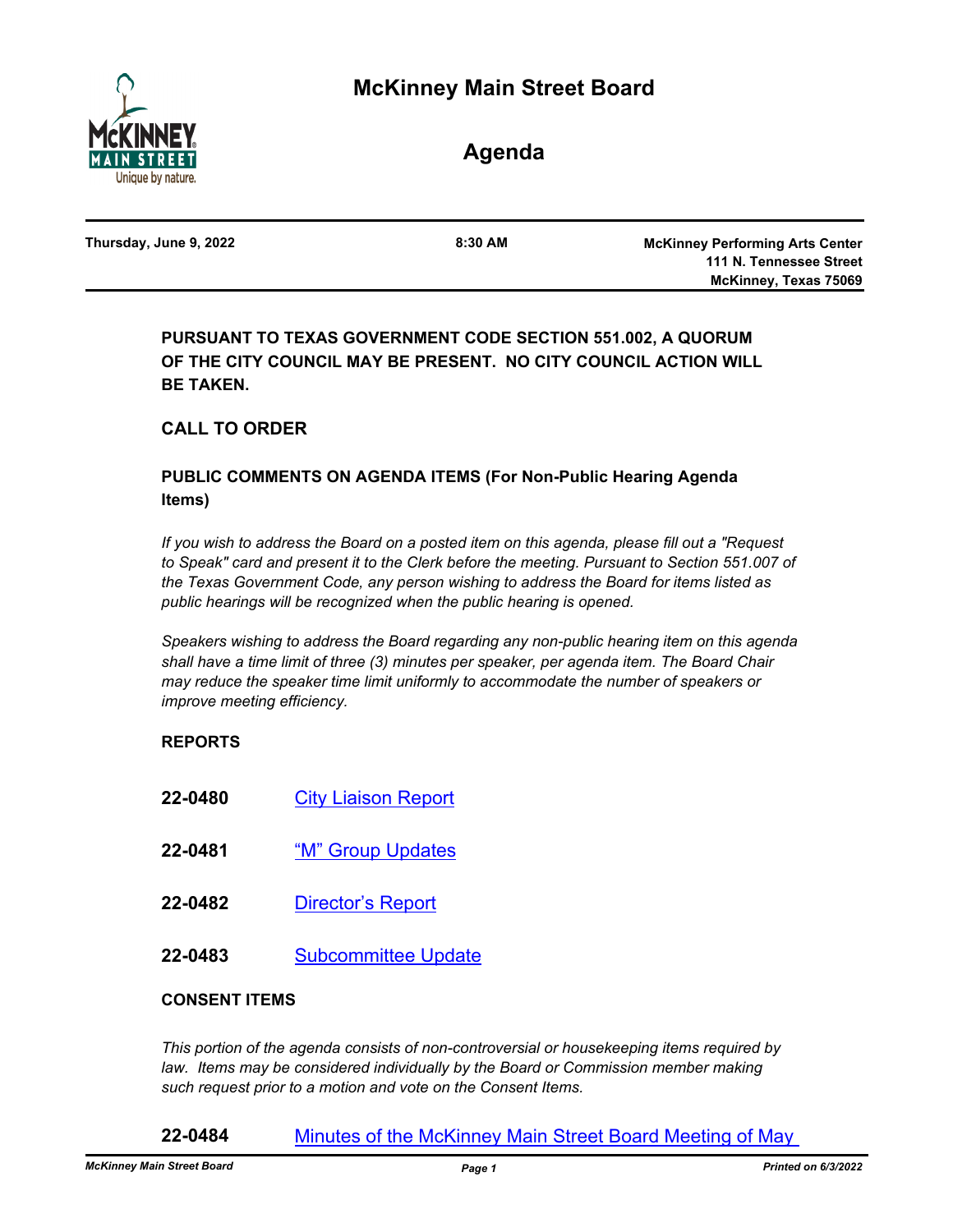# McKinney Main Street Board

## Agenda

| Thursday, June 9, 2022 | 8:30 AM | McKinney Performing Arts Center<br>111 N. Tennessee Street<br>McKinney, Texas 75069 |
|---|---|---|

**PURSUANT TO TEXAS GOVERNMENT CODE SECTION 551.002, A QUORUM OF THE CITY COUNCIL MAY BE PRESENT. NO CITY COUNCIL ACTION WILL BE TAKEN.**

### CALL TO ORDER

### PUBLIC COMMENTS ON AGENDA ITEMS (For Non-Public Hearing Agenda Items)

*If you wish to address the Board on a posted item on this agenda, please fill out a "Request to Speak" card and present it to the Clerk before the meeting. Pursuant to Section 551.007 of the Texas Government Code, any person wishing to address the Board for items listed as public hearings will be recognized when the public hearing is opened.*

*Speakers wishing to address the Board regarding any non-public hearing item on this agenda shall have a time limit of three (3) minutes per speaker, per agenda item. The Board Chair may reduce the speaker time limit uniformly to accommodate the number of speakers or improve meeting efficiency.*

### REPORTS

**22-0480** City Liaison Report

**22-0481** "M" Group Updates

**22-0482** Director's Report

**22-0483** Subcommittee Update

### CONSENT ITEMS

*This portion of the agenda consists of non-controversial or housekeeping items required by law. Items may be considered individually by the Board or Commission member making such request prior to a motion and vote on the Consent Items.*

**22-0484** Minutes of the McKinney Main Street Board Meeting of May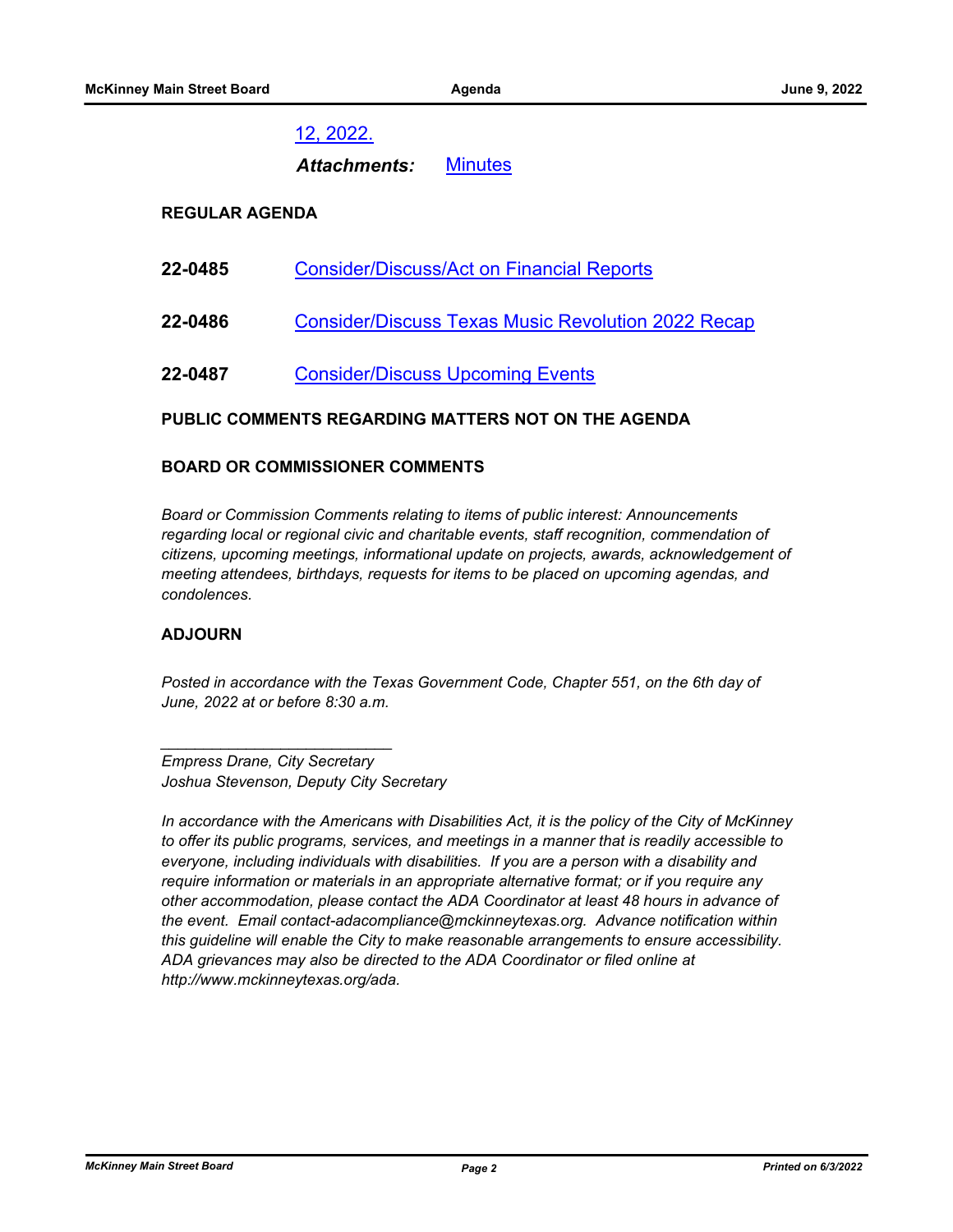12, 2022.

*Attachments:* Minutes

**REGULAR AGENDA**

**22-0485** Consider/Discuss/Act on Financial Reports

**22-0486** Consider/Discuss Texas Music Revolution 2022 Recap

**22-0487** Consider/Discuss Upcoming Events

**PUBLIC COMMENTS REGARDING MATTERS NOT ON THE AGENDA**

**BOARD OR COMMISSIONER COMMENTS**

*Board or Commission Comments relating to items of public interest: Announcements regarding local or regional civic and charitable events, staff recognition, commendation of citizens, upcoming meetings, informational update on projects, awards, acknowledgement of meeting attendees, birthdays, requests for items to be placed on upcoming agendas, and condolences.*

**ADJOURN**

*Posted in accordance with the Texas Government Code, Chapter 551, on the 6th day of June, 2022 at or before 8:30 a.m.*

\_\_\_\_\_\_\_\_\_\_\_\_\_\_\_\_\_\_\_\_\_\_\_\_\_\_\_

*Empress Drane, City Secretary*
*Joshua Stevenson, Deputy City Secretary*

*In accordance with the Americans with Disabilities Act, it is the policy of the City of McKinney to offer its public programs, services, and meetings in a manner that is readily accessible to everyone, including individuals with disabilities. If you are a person with a disability and require information or materials in an appropriate alternative format; or if you require any other accommodation, please contact the ADA Coordinator at least 48 hours in advance of the event. Email contact-adacompliance@mckinneytexas.org. Advance notification within this guideline will enable the City to make reasonable arrangements to ensure accessibility. ADA grievances may also be directed to the ADA Coordinator or filed online at http://www.mckinneytexas.org/ada.*